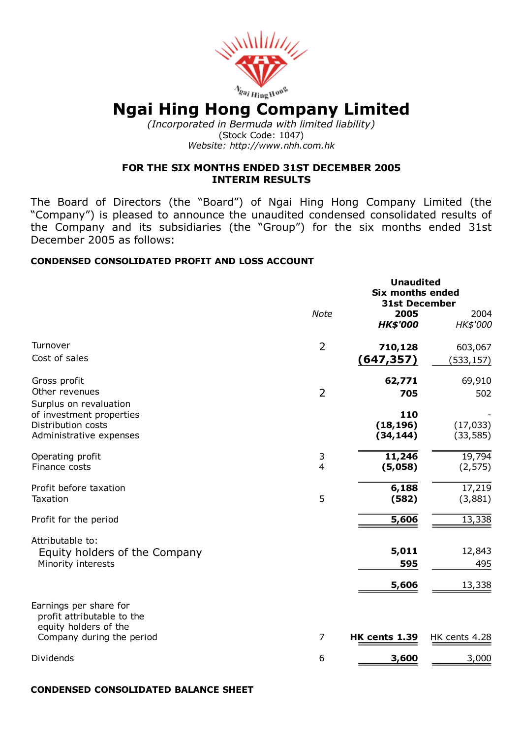# Ngai Hing Hong Company Limited

*(Incorporated in Bermuda with limited liability)*
(Stock Code: 1047)
*Website: http://www.nhh.com.hk*

**FOR THE SIX MONTHS ENDED 31ST DECEMBER 2005**
**INTERIM RESULTS**

The Board of Directors (the "Board") of Ngai Hing Hong Company Limited (the "Company") is pleased to announce the unaudited condensed consolidated results of the Company and its subsidiaries (the "Group") for the six months ended 31st December 2005 as follows:

**CONDENSED CONSOLIDATED PROFIT AND LOSS ACCOUNT**

| | Note | Unaudited Six months ended 31st December **2005** **HK$'000** | 2004 HK$'000 |
|---|---|---|---|
| Turnover | 2 | **710,128** | 603,067 |
| Cost of sales | | **(647,357)** | (533,157) |
| Gross profit | | **62,771** | 69,910 |
| Other revenues | 2 | **705** | 502 |
| Surplus on revaluation of investment properties | | **110** | - |
| Distribution costs | | **(18,196)** | (17,033) |
| Administrative expenses | | **(34,144)** | (33,585) |
| Operating profit | 3 | **11,246** | 19,794 |
| Finance costs | 4 | **(5,058)** | (2,575) |
| Profit before taxation | | **6,188** | 17,219 |
| Taxation | 5 | **(582)** | (3,881) |
| Profit for the period | | **5,606** | 13,338 |
| Attributable to: | | | |
| Equity holders of the Company | | **5,011** | 12,843 |
| Minority interests | | **595** | 495 |
| | | **5,606** | 13,338 |
| Earnings per share for profit attributable to the equity holders of the Company during the period | 7 | **HK cents 1.39** | HK cents 4.28 |
| Dividends | 6 | **3,600** | 3,000 |

**CONDENSED CONSOLIDATED BALANCE SHEET**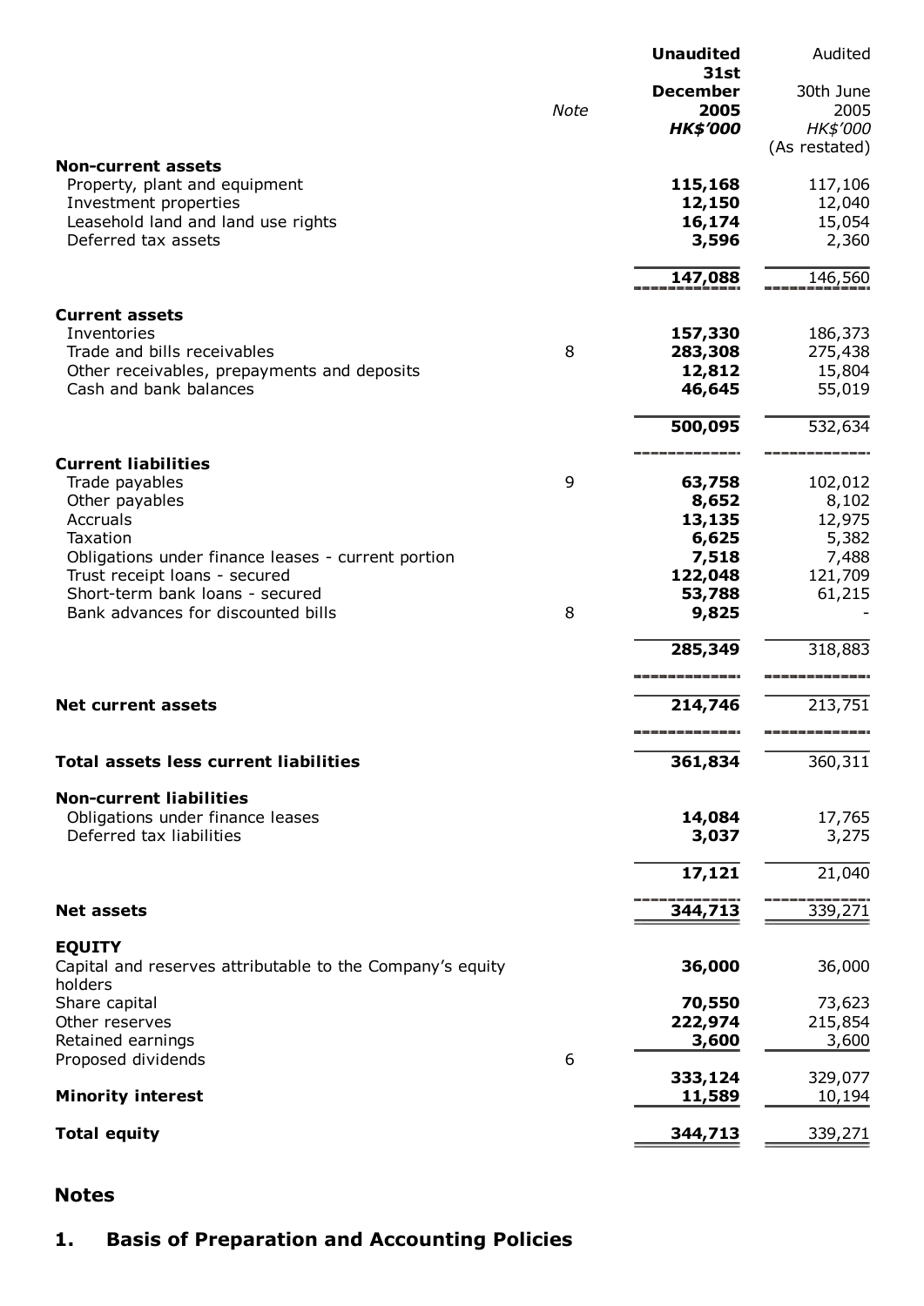| | Note | Unaudited 31st December 2005 HK$'000 | Audited 30th June 2005 HK$'000 (As restated) |
|---|---|---|---|
| **Non-current assets** | | | |
| Property, plant and equipment | | **115,168** | 117,106 |
| Investment properties | | **12,150** | 12,040 |
| Leasehold land and land use rights | | **16,174** | 15,054 |
| Deferred tax assets | | **3,596** | 2,360 |
| | | **147,088** | 146,560 |
| **Current assets** | | | |
| Inventories | | **157,330** | 186,373 |
| Trade and bills receivables | 8 | **283,308** | 275,438 |
| Other receivables, prepayments and deposits | | **12,812** | 15,804 |
| Cash and bank balances | | **46,645** | 55,019 |
| | | **500,095** | 532,634 |
| **Current liabilities** | | | |
| Trade payables | 9 | **63,758** | 102,012 |
| Other payables | | **8,652** | 8,102 |
| Accruals | | **13,135** | 12,975 |
| Taxation | | **6,625** | 5,382 |
| Obligations under finance leases - current portion | | **7,518** | 7,488 |
| Trust receipt loans - secured | | **122,048** | 121,709 |
| Short-term bank loans - secured | | **53,788** | 61,215 |
| Bank advances for discounted bills | 8 | **9,825** | - |
| | | **285,349** | 318,883 |
| **Net current assets** | | **214,746** | 213,751 |
| **Total assets less current liabilities** | | **361,834** | 360,311 |
| **Non-current liabilities** | | | |
| Obligations under finance leases | | **14,084** | 17,765 |
| Deferred tax liabilities | | **3,037** | 3,275 |
| | | **17,121** | 21,040 |
| **Net assets** | | **344,713** | 339,271 |
| **EQUITY** | | | |
| Capital and reserves attributable to the Company's equity holders | | **36,000** | 36,000 |
| Share capital | | **70,550** | 73,623 |
| Other reserves | | **222,974** | 215,854 |
| Retained earnings | | **3,600** | 3,600 |
| Proposed dividends | 6 | | |
| | | **333,124** | 329,077 |
| **Minority interest** | | **11,589** | 10,194 |
| **Total equity** | | **344,713** | 339,271 |

## Notes

### 1. Basis of Preparation and Accounting Policies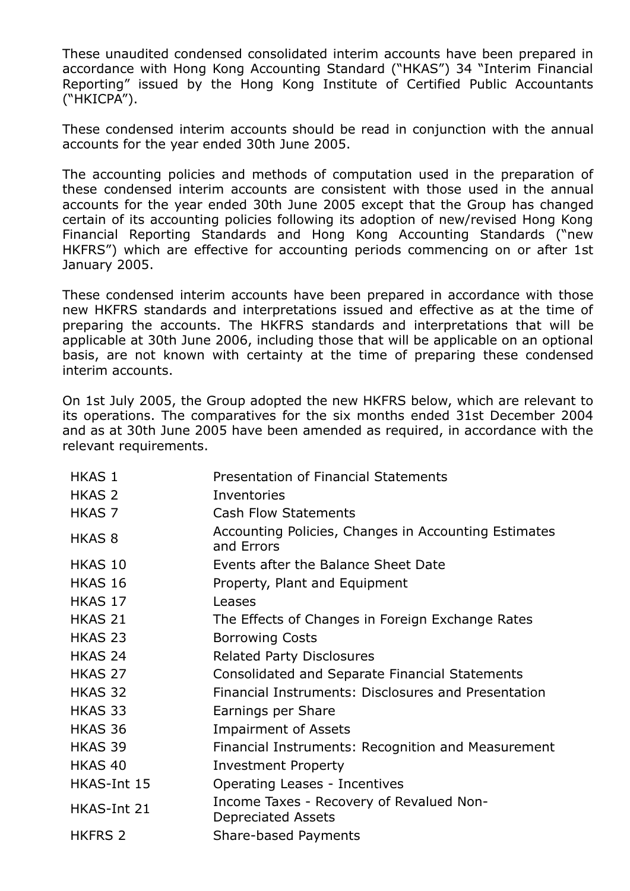These unaudited condensed consolidated interim accounts have been prepared in accordance with Hong Kong Accounting Standard ("HKAS") 34 "Interim Financial Reporting" issued by the Hong Kong Institute of Certified Public Accountants ("HKICPA").

These condensed interim accounts should be read in conjunction with the annual accounts for the year ended 30th June 2005.

The accounting policies and methods of computation used in the preparation of these condensed interim accounts are consistent with those used in the annual accounts for the year ended 30th June 2005 except that the Group has changed certain of its accounting policies following its adoption of new/revised Hong Kong Financial Reporting Standards and Hong Kong Accounting Standards ("new HKFRS") which are effective for accounting periods commencing on or after 1st January 2005.

These condensed interim accounts have been prepared in accordance with those new HKFRS standards and interpretations issued and effective as at the time of preparing the accounts. The HKFRS standards and interpretations that will be applicable at 30th June 2006, including those that will be applicable on an optional basis, are not known with certainty at the time of preparing these condensed interim accounts.

On 1st July 2005, the Group adopted the new HKFRS below, which are relevant to its operations. The comparatives for the six months ended 31st December 2004 and as at 30th June 2005 have been amended as required, in accordance with the relevant requirements.

| | |
|---|---|
| HKAS 1 | Presentation of Financial Statements |
| HKAS 2 | Inventories |
| HKAS 7 | Cash Flow Statements |
| HKAS 8 | Accounting Policies, Changes in Accounting Estimates and Errors |
| HKAS 10 | Events after the Balance Sheet Date |
| HKAS 16 | Property, Plant and Equipment |
| HKAS 17 | Leases |
| HKAS 21 | The Effects of Changes in Foreign Exchange Rates |
| HKAS 23 | Borrowing Costs |
| HKAS 24 | Related Party Disclosures |
| HKAS 27 | Consolidated and Separate Financial Statements |
| HKAS 32 | Financial Instruments: Disclosures and Presentation |
| HKAS 33 | Earnings per Share |
| HKAS 36 | Impairment of Assets |
| HKAS 39 | Financial Instruments: Recognition and Measurement |
| HKAS 40 | Investment Property |
| HKAS-Int 15 | Operating Leases - Incentives |
| HKAS-Int 21 | Income Taxes - Recovery of Revalued Non-Depreciated Assets |
| HKFRS 2 | Share-based Payments |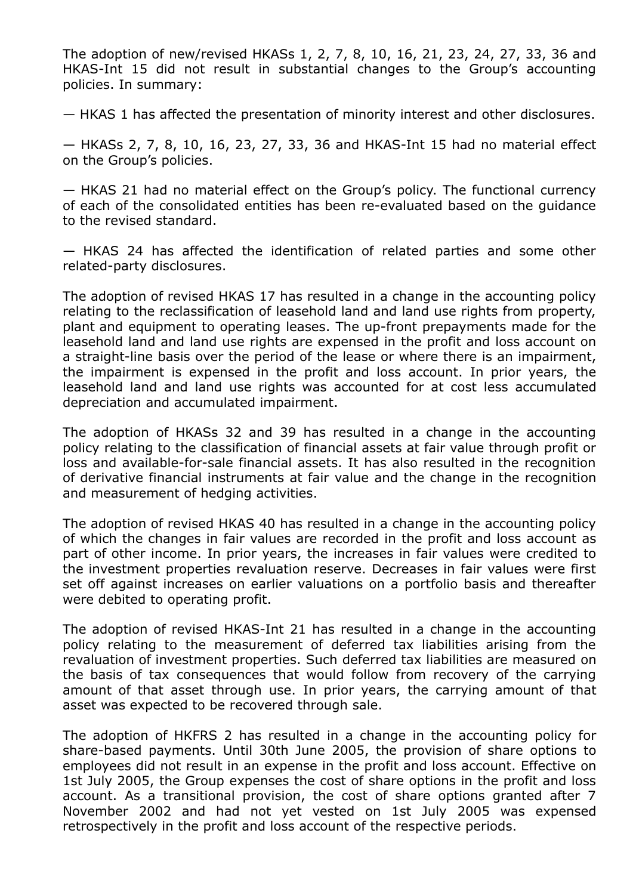The adoption of new/revised HKASs 1, 2, 7, 8, 10, 16, 21, 23, 24, 27, 33, 36 and HKAS-Int 15 did not result in substantial changes to the Group's accounting policies. In summary:

— HKAS 1 has affected the presentation of minority interest and other disclosures.

— HKASs 2, 7, 8, 10, 16, 23, 27, 33, 36 and HKAS-Int 15 had no material effect on the Group's policies.

— HKAS 21 had no material effect on the Group's policy. The functional currency of each of the consolidated entities has been re-evaluated based on the guidance to the revised standard.

— HKAS 24 has affected the identification of related parties and some other related-party disclosures.

The adoption of revised HKAS 17 has resulted in a change in the accounting policy relating to the reclassification of leasehold land and land use rights from property, plant and equipment to operating leases. The up-front prepayments made for the leasehold land and land use rights are expensed in the profit and loss account on a straight-line basis over the period of the lease or where there is an impairment, the impairment is expensed in the profit and loss account. In prior years, the leasehold land and land use rights was accounted for at cost less accumulated depreciation and accumulated impairment.

The adoption of HKASs 32 and 39 has resulted in a change in the accounting policy relating to the classification of financial assets at fair value through profit or loss and available-for-sale financial assets. It has also resulted in the recognition of derivative financial instruments at fair value and the change in the recognition and measurement of hedging activities.

The adoption of revised HKAS 40 has resulted in a change in the accounting policy of which the changes in fair values are recorded in the profit and loss account as part of other income. In prior years, the increases in fair values were credited to the investment properties revaluation reserve. Decreases in fair values were first set off against increases on earlier valuations on a portfolio basis and thereafter were debited to operating profit.

The adoption of revised HKAS-Int 21 has resulted in a change in the accounting policy relating to the measurement of deferred tax liabilities arising from the revaluation of investment properties. Such deferred tax liabilities are measured on the basis of tax consequences that would follow from recovery of the carrying amount of that asset through use. In prior years, the carrying amount of that asset was expected to be recovered through sale.

The adoption of HKFRS 2 has resulted in a change in the accounting policy for share-based payments. Until 30th June 2005, the provision of share options to employees did not result in an expense in the profit and loss account. Effective on 1st July 2005, the Group expenses the cost of share options in the profit and loss account. As a transitional provision, the cost of share options granted after 7 November 2002 and had not yet vested on 1st July 2005 was expensed retrospectively in the profit and loss account of the respective periods.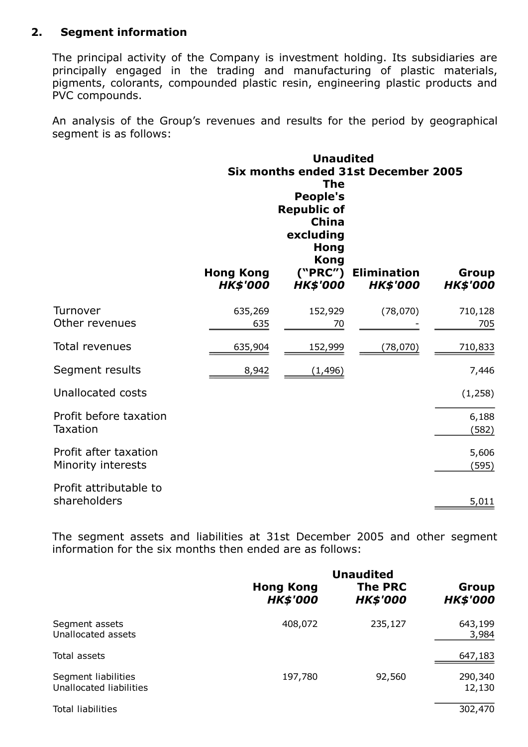## 2. Segment information

The principal activity of the Company is investment holding. Its subsidiaries are principally engaged in the trading and manufacturing of plastic materials, pigments, colorants, compounded plastic resin, engineering plastic products and PVC compounds.

An analysis of the Group's revenues and results for the period by geographical segment is as follows:

| | Unaudited Six months ended 31st December 2005 | | | |
|---|---|---|---|---|
| | **Hong Kong** *HK$'000* | **The People's Republic of China excluding Hong Kong ("PRC")** *HK$'000* | **Elimination** *HK$'000* | **Group** *HK$'000* |
| Turnover | 635,269 | 152,929 | (78,070) | 710,128 |
| Other revenues | 635 | 70 | - | 705 |
| Total revenues | 635,904 | 152,999 | (78,070) | 710,833 |
| Segment results | 8,942 | (1,496) | | 7,446 |
| Unallocated costs | | | | (1,258) |
| Profit before taxation | | | | 6,188 |
| Taxation | | | | (582) |
| Profit after taxation | | | | 5,606 |
| Minority interests | | | | (595) |
| Profit attributable to shareholders | | | | 5,011 |

The segment assets and liabilities at 31st December 2005 and other segment information for the six months then ended are as follows:

| | Unaudited | | |
|---|---|---|---|
| | **Hong Kong** *HK$'000* | **The PRC** *HK$'000* | **Group** *HK$'000* |
| Segment assets | 408,072 | 235,127 | 643,199 |
| Unallocated assets | | | 3,984 |
| Total assets | | | 647,183 |
| Segment liabilities | 197,780 | 92,560 | 290,340 |
| Unallocated liabilities | | | 12,130 |
| Total liabilities | | | 302,470 |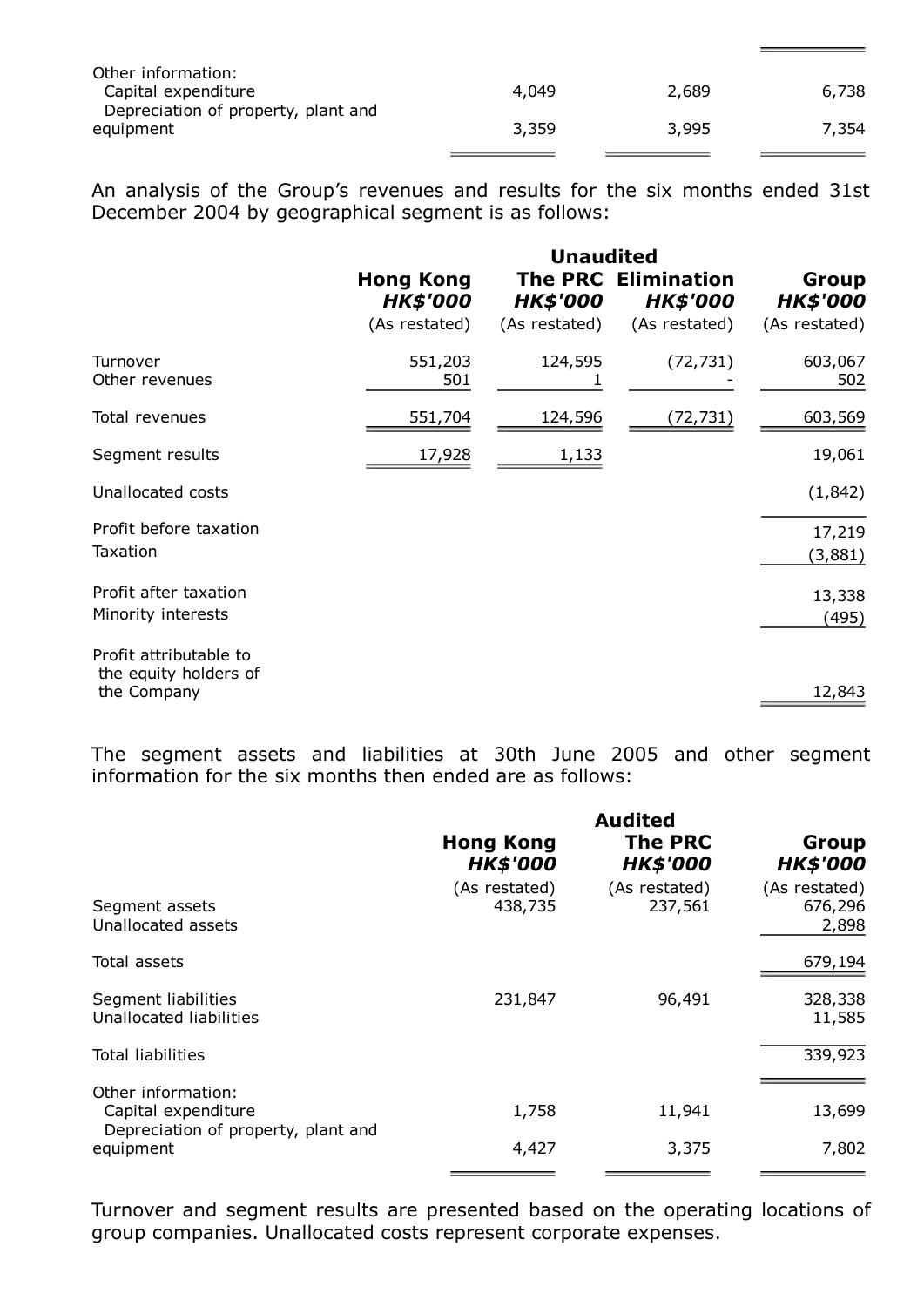|  |  |  |  |
|---|---|---|---|
| Other information: |  |  |  |
| Capital expenditure | 4,049 | 2,689 | 6,738 |
| Depreciation of property, plant and equipment | 3,359 | 3,995 | 7,354 |

An analysis of the Group's revenues and results for the six months ended 31st December 2004 by geographical segment is as follows:

|  | Unaudited |  |  |  |
|---|---|---|---|---|
|  | **Hong Kong** | **The PRC** | **Elimination** | **Group** |
|  | ***HK$'000*** | ***HK$'000*** | ***HK$'000*** | ***HK$'000*** |
|  | (As restated) | (As restated) | (As restated) | (As restated) |
| Turnover | 551,203 | 124,595 | (72,731) | 603,067 |
| Other revenues | 501 | 1 | - | 502 |
| Total revenues | 551,704 | 124,596 | (72,731) | 603,569 |
| Segment results | 17,928 | 1,133 |  | 19,061 |
| Unallocated costs |  |  |  | (1,842) |
| Profit before taxation |  |  |  | 17,219 |
| Taxation |  |  |  | (3,881) |
| Profit after taxation |  |  |  | 13,338 |
| Minority interests |  |  |  | (495) |
| Profit attributable to the equity holders of the Company |  |  |  | 12,843 |

The segment assets and liabilities at 30th June 2005 and other segment information for the six months then ended are as follows:

|  | Audited |  |  |
|---|---|---|---|
|  | **Hong Kong** | **The PRC** | **Group** |
|  | ***HK$'000*** | ***HK$'000*** | ***HK$'000*** |
|  | (As restated) | (As restated) | (As restated) |
| Segment assets | 438,735 | 237,561 | 676,296 |
| Unallocated assets |  |  | 2,898 |
| Total assets |  |  | 679,194 |
| Segment liabilities | 231,847 | 96,491 | 328,338 |
| Unallocated liabilities |  |  | 11,585 |
| Total liabilities |  |  | 339,923 |
| Other information: |  |  |  |
| Capital expenditure | 1,758 | 11,941 | 13,699 |
| Depreciation of property, plant and equipment | 4,427 | 3,375 | 7,802 |

Turnover and segment results are presented based on the operating locations of group companies. Unallocated costs represent corporate expenses.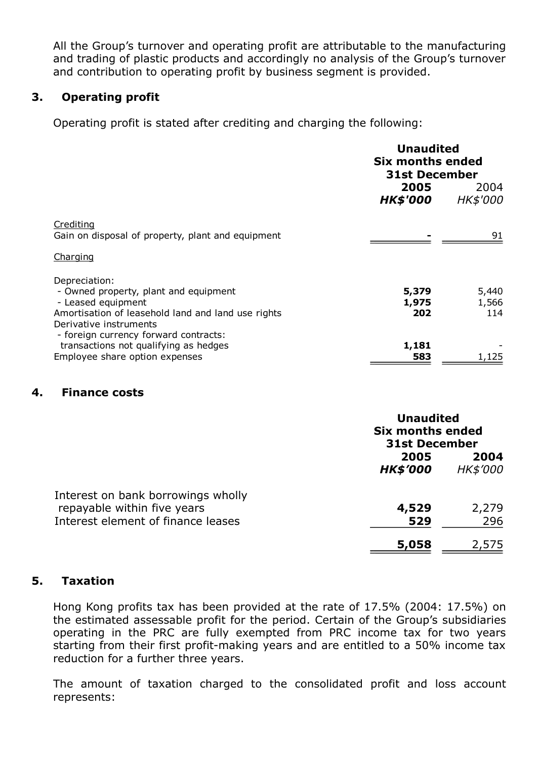All the Group's turnover and operating profit are attributable to the manufacturing and trading of plastic products and accordingly no analysis of the Group's turnover and contribution to operating profit by business segment is provided.

## 3. Operating profit

Operating profit is stated after crediting and charging the following:

| | Unaudited Six months ended 31st December | |
|---|---|---|
| | **2005** | 2004 |
| | ***HK$'000*** | *HK$'000* |
| Crediting | | |
| Gain on disposal of property, plant and equipment | **-** | 91 |
| Charging | | |
| Depreciation: | | |
| - Owned property, plant and equipment | **5,379** | 5,440 |
| - Leased equipment | **1,975** | 1,566 |
| Amortisation of leasehold land and land use rights | **202** | 114 |
| Derivative instruments | | |
| - foreign currency forward contracts: transactions not qualifying as hedges | **1,181** | - |
| Employee share option expenses | **583** | 1,125 |

## 4. Finance costs

| | Unaudited Six months ended 31st December | |
|---|---|---|
| | **2005** | **2004** |
| | ***HK$'000*** | *HK$'000* |
| Interest on bank borrowings wholly repayable within five years | **4,529** | 2,279 |
| Interest element of finance leases | **529** | 296 |
| | **5,058** | 2,575 |

## 5. Taxation

Hong Kong profits tax has been provided at the rate of 17.5% (2004: 17.5%) on the estimated assessable profit for the period. Certain of the Group's subsidiaries operating in the PRC are fully exempted from PRC income tax for two years starting from their first profit-making years and are entitled to a 50% income tax reduction for a further three years.

The amount of taxation charged to the consolidated profit and loss account represents: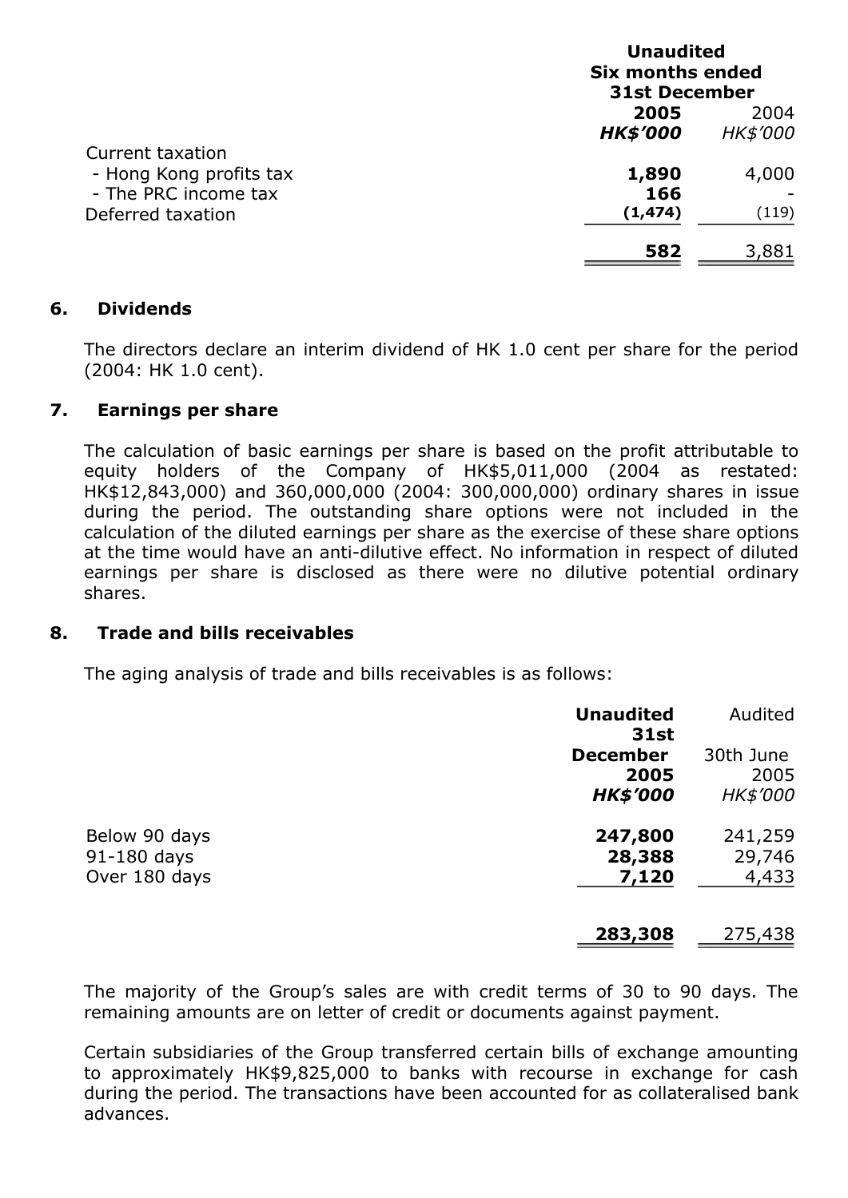| | Unaudited Six months ended 31st December | |
|---|---|---|
| | **2005** | 2004 |
| | ***HK$'000*** | *HK$'000* |
| Current taxation | | |
| - Hong Kong profits tax | **1,890** | 4,000 |
| - The PRC income tax | **166** | - |
| Deferred taxation | **(1,474)** | (119) |
| | **582** | 3,881 |

## 6. Dividends

The directors declare an interim dividend of HK 1.0 cent per share for the period (2004: HK 1.0 cent).

## 7. Earnings per share

The calculation of basic earnings per share is based on the profit attributable to equity holders of the Company of HK$5,011,000 (2004 as restated: HK$12,843,000) and 360,000,000 (2004: 300,000,000) ordinary shares in issue during the period. The outstanding share options were not included in the calculation of the diluted earnings per share as the exercise of these share options at the time would have an anti-dilutive effect. No information in respect of diluted earnings per share is disclosed as there were no dilutive potential ordinary shares.

## 8. Trade and bills receivables

The aging analysis of trade and bills receivables is as follows:

| | **Unaudited 31st December 2005** | Audited 30th June 2005 |
|---|---|---|
| | ***HK$'000*** | *HK$'000* |
| Below 90 days | **247,800** | 241,259 |
| 91-180 days | **28,388** | 29,746 |
| Over 180 days | **7,120** | 4,433 |
| | **283,308** | 275,438 |

The majority of the Group's sales are with credit terms of 30 to 90 days. The remaining amounts are on letter of credit or documents against payment.

Certain subsidiaries of the Group transferred certain bills of exchange amounting to approximately HK$9,825,000 to banks with recourse in exchange for cash during the period. The transactions have been accounted for as collateralised bank advances.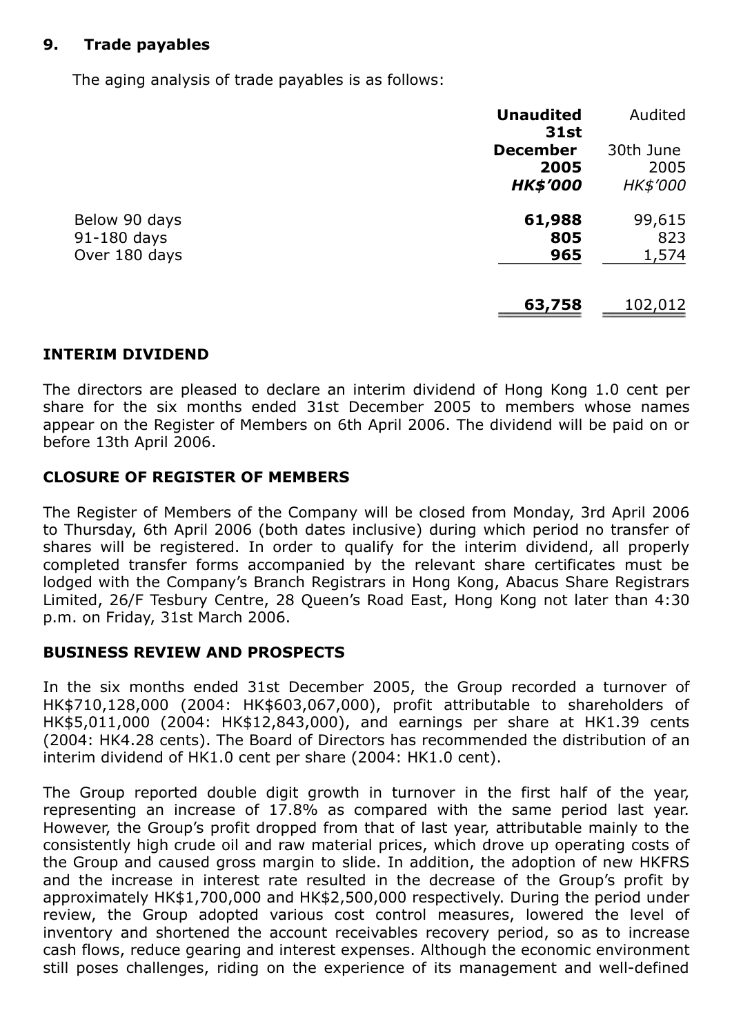## 9. Trade payables

The aging analysis of trade payables is as follows:

| | **Unaudited 31st December 2005** | Audited 30th June 2005 |
|---|---|---|
| | ***HK$'000*** | *HK$'000* |
| Below 90 days | **61,988** | 99,615 |
| 91-180 days | **805** | 823 |
| Over 180 days | **965** | 1,574 |
| | **63,758** | 102,012 |

## INTERIM DIVIDEND

The directors are pleased to declare an interim dividend of Hong Kong 1.0 cent per share for the six months ended 31st December 2005 to members whose names appear on the Register of Members on 6th April 2006. The dividend will be paid on or before 13th April 2006.

## CLOSURE OF REGISTER OF MEMBERS

The Register of Members of the Company will be closed from Monday, 3rd April 2006 to Thursday, 6th April 2006 (both dates inclusive) during which period no transfer of shares will be registered. In order to qualify for the interim dividend, all properly completed transfer forms accompanied by the relevant share certificates must be lodged with the Company's Branch Registrars in Hong Kong, Abacus Share Registrars Limited, 26/F Tesbury Centre, 28 Queen's Road East, Hong Kong not later than 4:30 p.m. on Friday, 31st March 2006.

## BUSINESS REVIEW AND PROSPECTS

In the six months ended 31st December 2005, the Group recorded a turnover of HK$710,128,000 (2004: HK$603,067,000), profit attributable to shareholders of HK$5,011,000 (2004: HK$12,843,000), and earnings per share at HK1.39 cents (2004: HK4.28 cents). The Board of Directors has recommended the distribution of an interim dividend of HK1.0 cent per share (2004: HK1.0 cent).

The Group reported double digit growth in turnover in the first half of the year, representing an increase of 17.8% as compared with the same period last year. However, the Group's profit dropped from that of last year, attributable mainly to the consistently high crude oil and raw material prices, which drove up operating costs of the Group and caused gross margin to slide. In addition, the adoption of new HKFRS and the increase in interest rate resulted in the decrease of the Group's profit by approximately HK$1,700,000 and HK$2,500,000 respectively. During the period under review, the Group adopted various cost control measures, lowered the level of inventory and shortened the account receivables recovery period, so as to increase cash flows, reduce gearing and interest expenses. Although the economic environment still poses challenges, riding on the experience of its management and well-defined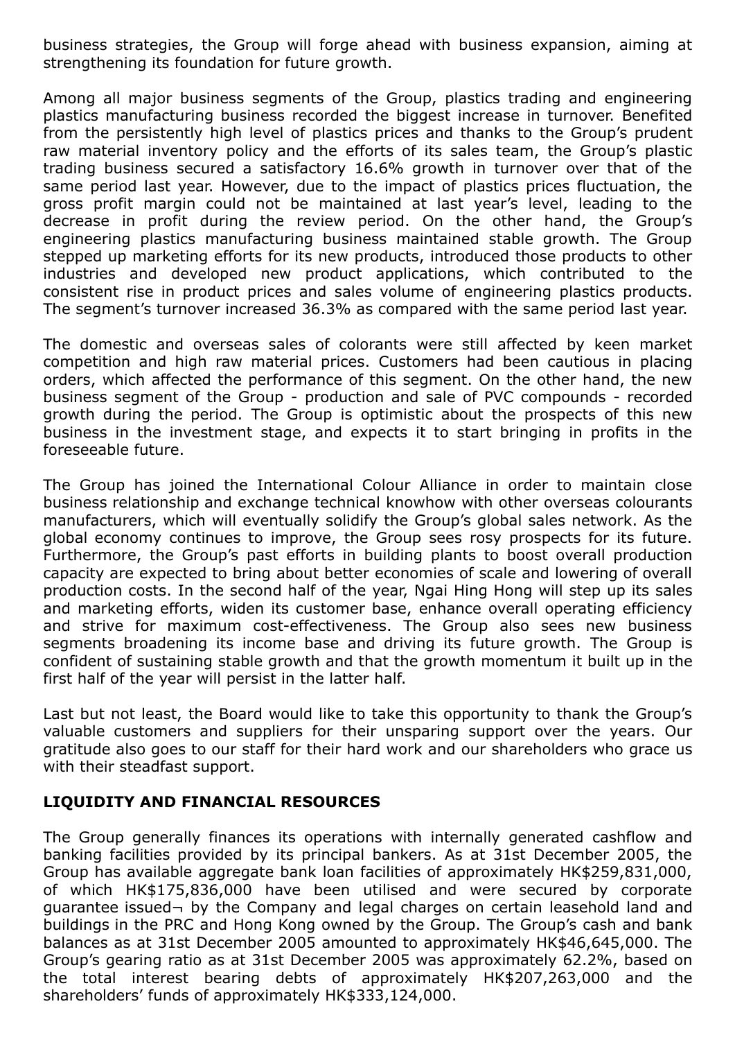business strategies, the Group will forge ahead with business expansion, aiming at strengthening its foundation for future growth.

Among all major business segments of the Group, plastics trading and engineering plastics manufacturing business recorded the biggest increase in turnover. Benefited from the persistently high level of plastics prices and thanks to the Group's prudent raw material inventory policy and the efforts of its sales team, the Group's plastic trading business secured a satisfactory 16.6% growth in turnover over that of the same period last year. However, due to the impact of plastics prices fluctuation, the gross profit margin could not be maintained at last year's level, leading to the decrease in profit during the review period. On the other hand, the Group's engineering plastics manufacturing business maintained stable growth. The Group stepped up marketing efforts for its new products, introduced those products to other industries and developed new product applications, which contributed to the consistent rise in product prices and sales volume of engineering plastics products. The segment's turnover increased 36.3% as compared with the same period last year.

The domestic and overseas sales of colorants were still affected by keen market competition and high raw material prices. Customers had been cautious in placing orders, which affected the performance of this segment. On the other hand, the new business segment of the Group - production and sale of PVC compounds - recorded growth during the period. The Group is optimistic about the prospects of this new business in the investment stage, and expects it to start bringing in profits in the foreseeable future.

The Group has joined the International Colour Alliance in order to maintain close business relationship and exchange technical knowhow with other overseas colourants manufacturers, which will eventually solidify the Group's global sales network. As the global economy continues to improve, the Group sees rosy prospects for its future. Furthermore, the Group's past efforts in building plants to boost overall production capacity are expected to bring about better economies of scale and lowering of overall production costs. In the second half of the year, Ngai Hing Hong will step up its sales and marketing efforts, widen its customer base, enhance overall operating efficiency and strive for maximum cost-effectiveness. The Group also sees new business segments broadening its income base and driving its future growth. The Group is confident of sustaining stable growth and that the growth momentum it built up in the first half of the year will persist in the latter half.

Last but not least, the Board would like to take this opportunity to thank the Group's valuable customers and suppliers for their unsparing support over the years. Our gratitude also goes to our staff for their hard work and our shareholders who grace us with their steadfast support.

## LIQUIDITY AND FINANCIAL RESOURCES

The Group generally finances its operations with internally generated cashflow and banking facilities provided by its principal bankers. As at 31st December 2005, the Group has available aggregate bank loan facilities of approximately HK$259,831,000, of which HK$175,836,000 have been utilised and were secured by corporate guarantee issued¬ by the Company and legal charges on certain leasehold land and buildings in the PRC and Hong Kong owned by the Group. The Group's cash and bank balances as at 31st December 2005 amounted to approximately HK$46,645,000. The Group's gearing ratio as at 31st December 2005 was approximately 62.2%, based on the total interest bearing debts of approximately HK$207,263,000 and the shareholders' funds of approximately HK$333,124,000.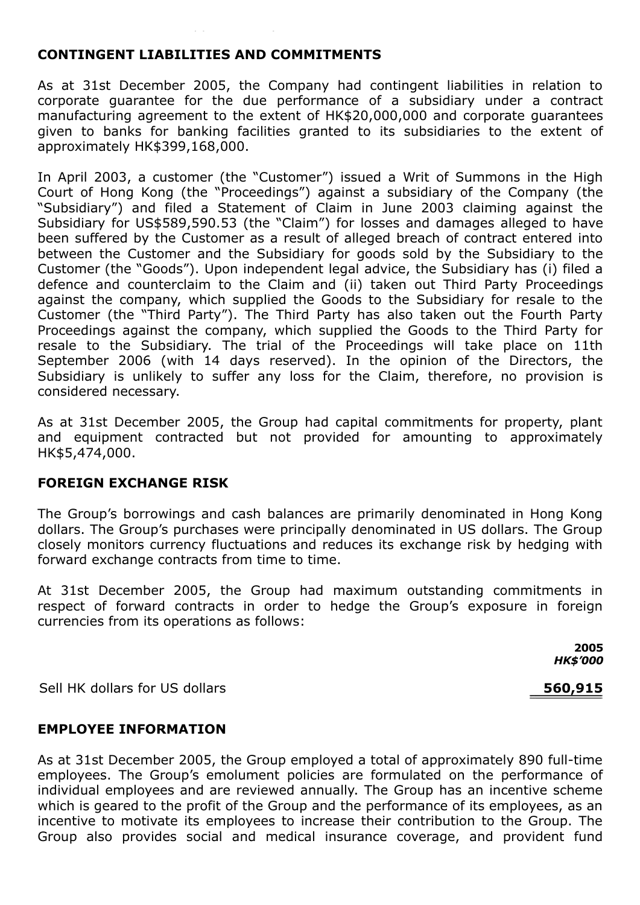## CONTINGENT LIABILITIES AND COMMITMENTS

As at 31st December 2005, the Company had contingent liabilities in relation to corporate guarantee for the due performance of a subsidiary under a contract manufacturing agreement to the extent of HK$20,000,000 and corporate guarantees given to banks for banking facilities granted to its subsidiaries to the extent of approximately HK$399,168,000.

In April 2003, a customer (the "Customer") issued a Writ of Summons in the High Court of Hong Kong (the "Proceedings") against a subsidiary of the Company (the "Subsidiary") and filed a Statement of Claim in June 2003 claiming against the Subsidiary for US$589,590.53 (the "Claim") for losses and damages alleged to have been suffered by the Customer as a result of alleged breach of contract entered into between the Customer and the Subsidiary for goods sold by the Subsidiary to the Customer (the "Goods"). Upon independent legal advice, the Subsidiary has (i) filed a defence and counterclaim to the Claim and (ii) taken out Third Party Proceedings against the company, which supplied the Goods to the Subsidiary for resale to the Customer (the "Third Party"). The Third Party has also taken out the Fourth Party Proceedings against the company, which supplied the Goods to the Third Party for resale to the Subsidiary. The trial of the Proceedings will take place on 11th September 2006 (with 14 days reserved). In the opinion of the Directors, the Subsidiary is unlikely to suffer any loss for the Claim, therefore, no provision is considered necessary.

As at 31st December 2005, the Group had capital commitments for property, plant and equipment contracted but not provided for amounting to approximately HK$5,474,000.

## FOREIGN EXCHANGE RISK

The Group's borrowings and cash balances are primarily denominated in Hong Kong dollars. The Group's purchases were principally denominated in US dollars. The Group closely monitors currency fluctuations and reduces its exchange risk by hedging with forward exchange contracts from time to time.

At 31st December 2005, the Group had maximum outstanding commitments in respect of forward contracts in order to hedge the Group's exposure in foreign currencies from its operations as follows:

| | **2005** |
|---|---|
| | ***HK$'000*** |
| Sell HK dollars for US dollars | **560,915** |

## EMPLOYEE INFORMATION

As at 31st December 2005, the Group employed a total of approximately 890 full-time employees. The Group's emolument policies are formulated on the performance of individual employees and are reviewed annually. The Group has an incentive scheme which is geared to the profit of the Group and the performance of its employees, as an incentive to motivate its employees to increase their contribution to the Group. The Group also provides social and medical insurance coverage, and provident fund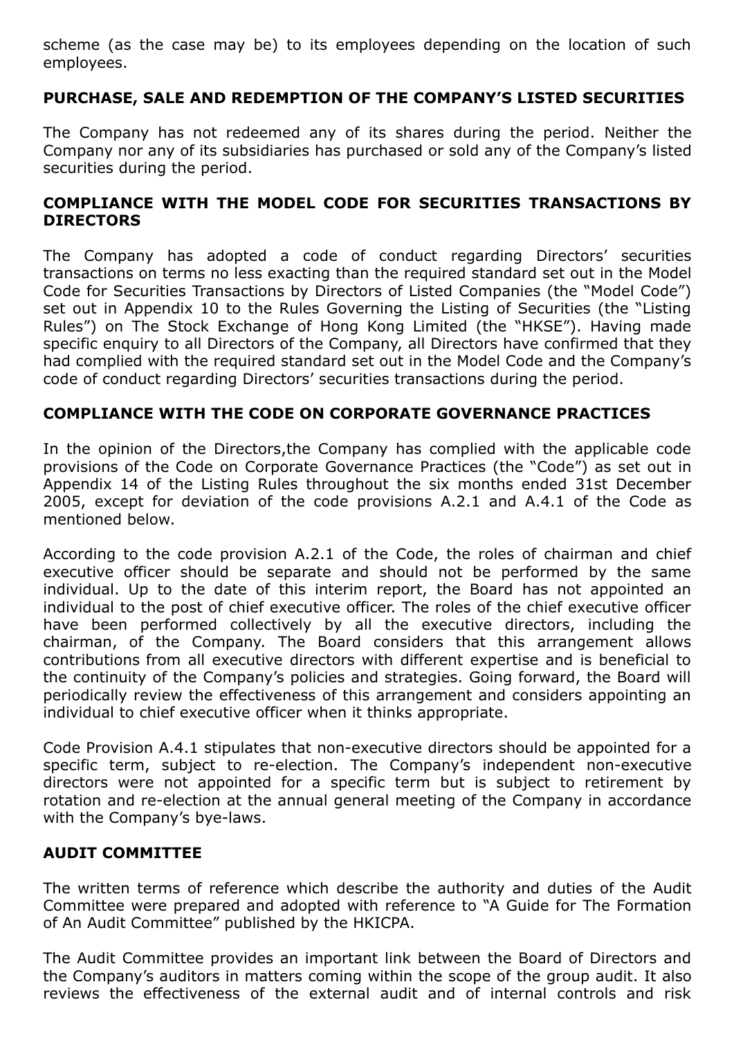scheme (as the case may be) to its employees depending on the location of such employees.

## PURCHASE, SALE AND REDEMPTION OF THE COMPANY'S LISTED SECURITIES

The Company has not redeemed any of its shares during the period. Neither the Company nor any of its subsidiaries has purchased or sold any of the Company's listed securities during the period.

## COMPLIANCE WITH THE MODEL CODE FOR SECURITIES TRANSACTIONS BY DIRECTORS

The Company has adopted a code of conduct regarding Directors' securities transactions on terms no less exacting than the required standard set out in the Model Code for Securities Transactions by Directors of Listed Companies (the "Model Code") set out in Appendix 10 to the Rules Governing the Listing of Securities (the "Listing Rules") on The Stock Exchange of Hong Kong Limited (the "HKSE"). Having made specific enquiry to all Directors of the Company, all Directors have confirmed that they had complied with the required standard set out in the Model Code and the Company's code of conduct regarding Directors' securities transactions during the period.

## COMPLIANCE WITH THE CODE ON CORPORATE GOVERNANCE PRACTICES

In the opinion of the Directors,the Company has complied with the applicable code provisions of the Code on Corporate Governance Practices (the "Code") as set out in Appendix 14 of the Listing Rules throughout the six months ended 31st December 2005, except for deviation of the code provisions A.2.1 and A.4.1 of the Code as mentioned below.

According to the code provision A.2.1 of the Code, the roles of chairman and chief executive officer should be separate and should not be performed by the same individual. Up to the date of this interim report, the Board has not appointed an individual to the post of chief executive officer. The roles of the chief executive officer have been performed collectively by all the executive directors, including the chairman, of the Company. The Board considers that this arrangement allows contributions from all executive directors with different expertise and is beneficial to the continuity of the Company's policies and strategies. Going forward, the Board will periodically review the effectiveness of this arrangement and considers appointing an individual to chief executive officer when it thinks appropriate.

Code Provision A.4.1 stipulates that non-executive directors should be appointed for a specific term, subject to re-election. The Company's independent non-executive directors were not appointed for a specific term but is subject to retirement by rotation and re-election at the annual general meeting of the Company in accordance with the Company's bye-laws.

## AUDIT COMMITTEE

The written terms of reference which describe the authority and duties of the Audit Committee were prepared and adopted with reference to "A Guide for The Formation of An Audit Committee" published by the HKICPA.

The Audit Committee provides an important link between the Board of Directors and the Company's auditors in matters coming within the scope of the group audit. It also reviews the effectiveness of the external audit and of internal controls and risk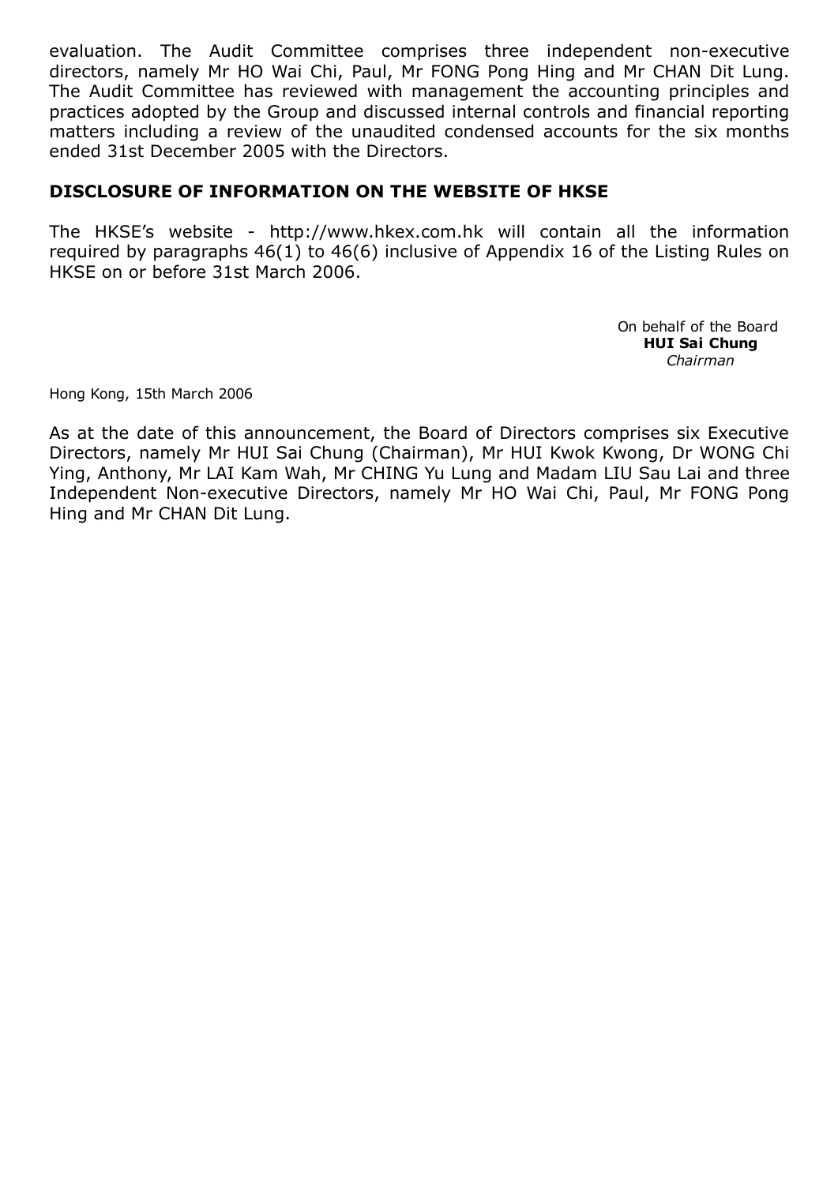evaluation. The Audit Committee comprises three independent non-executive directors, namely Mr HO Wai Chi, Paul, Mr FONG Pong Hing and Mr CHAN Dit Lung. The Audit Committee has reviewed with management the accounting principles and practices adopted by the Group and discussed internal controls and financial reporting matters including a review of the unaudited condensed accounts for the six months ended 31st December 2005 with the Directors.

## DISCLOSURE OF INFORMATION ON THE WEBSITE OF HKSE

The HKSE's website - http://www.hkex.com.hk will contain all the information required by paragraphs 46(1) to 46(6) inclusive of Appendix 16 of the Listing Rules on HKSE on or before 31st March 2006.

On behalf of the Board
**HUI Sai Chung**
*Chairman*

Hong Kong, 15th March 2006

As at the date of this announcement, the Board of Directors comprises six Executive Directors, namely Mr HUI Sai Chung (Chairman), Mr HUI Kwok Kwong, Dr WONG Chi Ying, Anthony, Mr LAI Kam Wah, Mr CHING Yu Lung and Madam LIU Sau Lai and three Independent Non-executive Directors, namely Mr HO Wai Chi, Paul, Mr FONG Pong Hing and Mr CHAN Dit Lung.